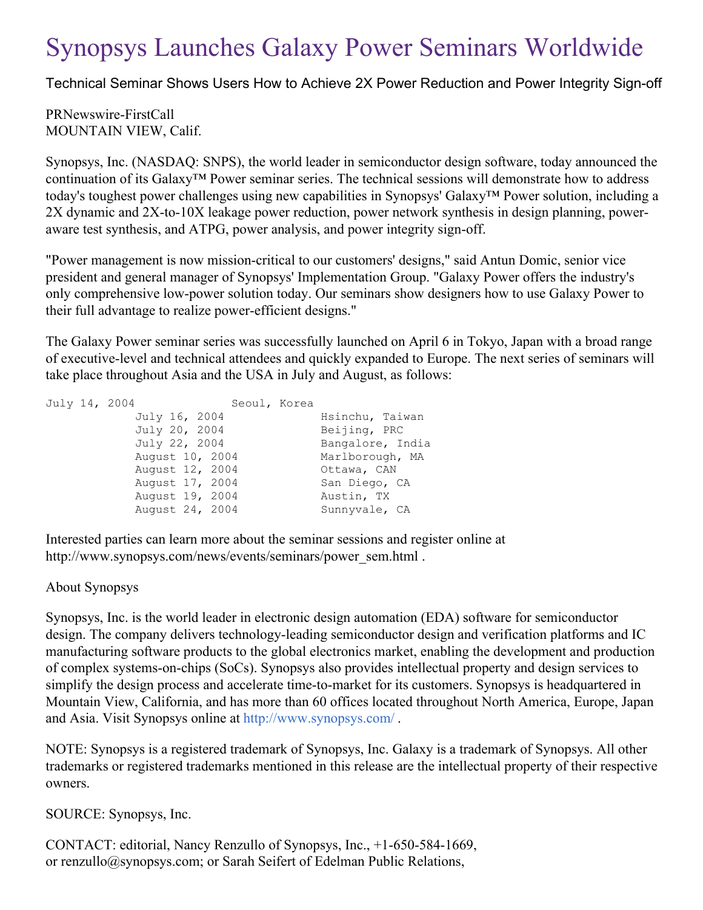# Synopsys Launches Galaxy Power Seminars Worldwide

Technical Seminar Shows Users How to Achieve 2X Power Reduction and Power Integrity Sign-off

PRNewswire-FirstCall
MOUNTAIN VIEW, Calif.

Synopsys, Inc. (NASDAQ: SNPS), the world leader in semiconductor design software, today announced the continuation of its Galaxy™ Power seminar series. The technical sessions will demonstrate how to address today's toughest power challenges using new capabilities in Synopsys' Galaxy™ Power solution, including a 2X dynamic and 2X-to-10X leakage power reduction, power network synthesis in design planning, power-aware test synthesis, and ATPG, power analysis, and power integrity sign-off.

"Power management is now mission-critical to our customers' designs," said Antun Domic, senior vice president and general manager of Synopsys' Implementation Group. "Galaxy Power offers the industry's only comprehensive low-power solution today. Our seminars show designers how to use Galaxy Power to their full advantage to realize power-efficient designs."

The Galaxy Power seminar series was successfully launched on April 6 in Tokyo, Japan with a broad range of executive-level and technical attendees and quickly expanded to Europe. The next series of seminars will take place throughout Asia and the USA in July and August, as follows:

```
July 14, 2004              Seoul, Korea
           July 16, 2004              Hsinchu, Taiwan
           July 20, 2004              Beijing, PRC
           July 22, 2004              Bangalore, India
           August 10, 2004            Marlborough, MA
           August 12, 2004            Ottawa, CAN
           August 17, 2004            San Diego, CA
           August 19, 2004            Austin, TX
           August 24, 2004            Sunnyvale, CA
```

Interested parties can learn more about the seminar sessions and register online at http://www.synopsys.com/news/events/seminars/power_sem.html .

About Synopsys

Synopsys, Inc. is the world leader in electronic design automation (EDA) software for semiconductor design. The company delivers technology-leading semiconductor design and verification platforms and IC manufacturing software products to the global electronics market, enabling the development and production of complex systems-on-chips (SoCs). Synopsys also provides intellectual property and design services to simplify the design process and accelerate time-to-market for its customers. Synopsys is headquartered in Mountain View, California, and has more than 60 offices located throughout North America, Europe, Japan and Asia. Visit Synopsys online at http://www.synopsys.com/ .

NOTE: Synopsys is a registered trademark of Synopsys, Inc. Galaxy is a trademark of Synopsys. All other trademarks or registered trademarks mentioned in this release are the intellectual property of their respective owners.

SOURCE: Synopsys, Inc.

CONTACT: editorial, Nancy Renzullo of Synopsys, Inc., +1-650-584-1669, or renzullo@synopsys.com; or Sarah Seifert of Edelman Public Relations,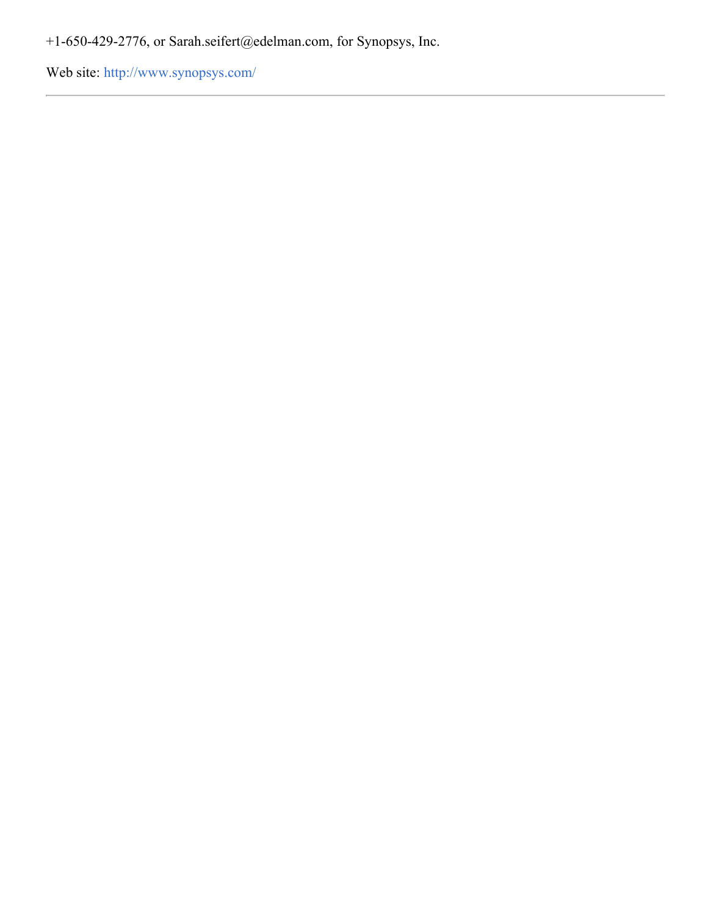+1-650-429-2776, or Sarah.seifert@edelman.com, for Synopsys, Inc.

Web site: http://www.synopsys.com/

---